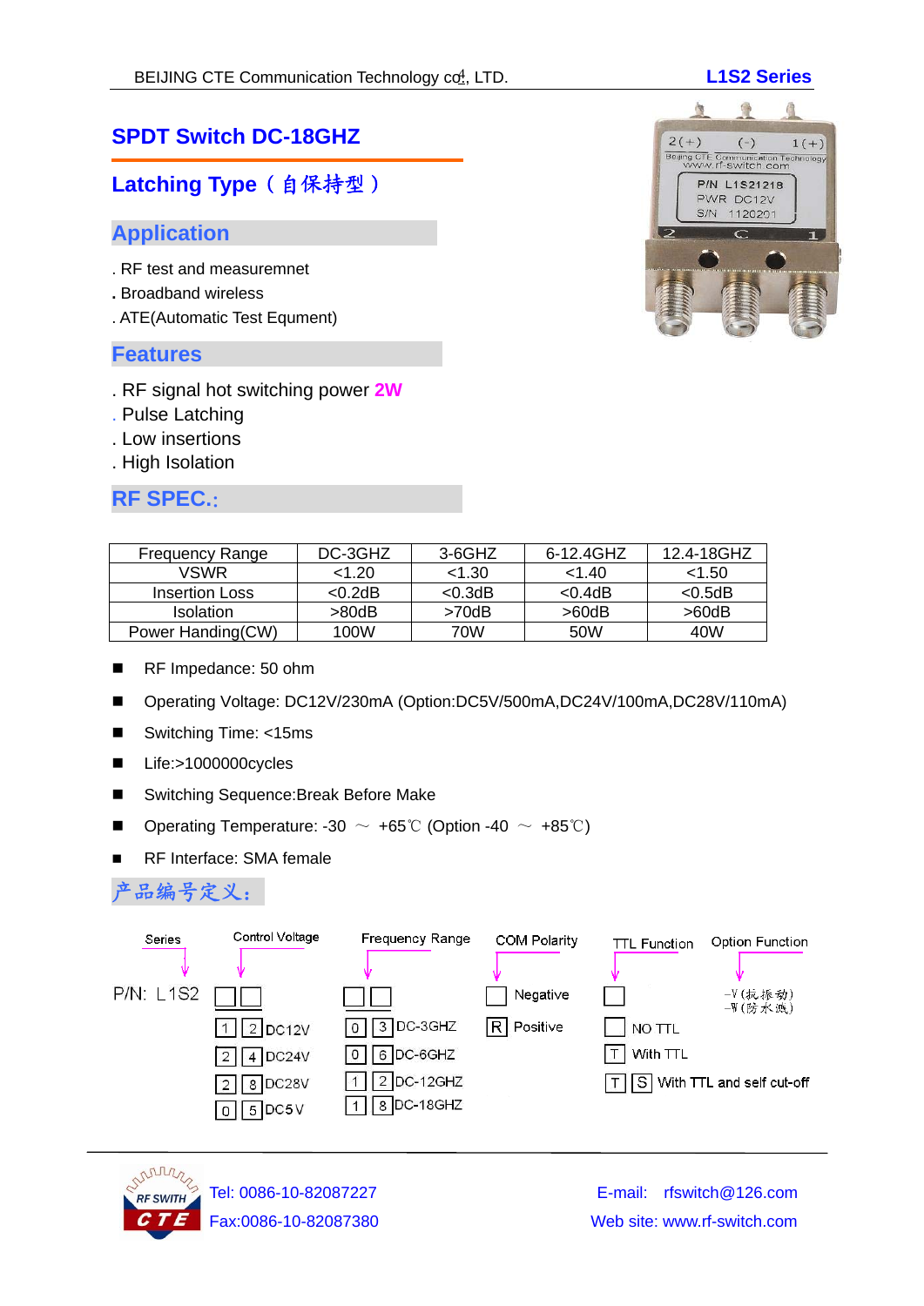# SPDT Switch DC-18GHZ

## Latching Type（自保持型）

## Application

. RF test and measuremnet
. Broadband wireless
. ATE(Automatic Test Equment)

## Features

. RF signal hot switching power **2W**
. Pulse Latching
. Low insertions
. High Isolation

## RF SPEC.:

| Frequency Range | DC-3GHZ | 3-6GHZ | 6-12.4GHZ | 12.4-18GHZ |
|---|---|---|---|---|
| VSWR | <1.20 | <1.30 | <1.40 | <1.50 |
| Insertion Loss | <0.2dB | <0.3dB | <0.4dB | <0.5dB |
| Isolation | >80dB | >70dB | >60dB | >60dB |
| Power Handing(CW) | 100W | 70W | 50W | 40W |

- RF Impedance: 50 ohm
- Operating Voltage: DC12V/230mA (Option:DC5V/500mA,DC24V/100mA,DC28V/110mA)
- Switching Time: <15ms
- Life:>1000000cycles
- Switching Sequence:Break Before Make
- Operating Temperature: -30 ～ +65℃ (Option -40 ～ +85℃)
- RF Interface: SMA female

## 产品编号定义：

P/N: L1S2 □□ □□ □ □

Series: L1S2

Control Voltage:
- 12 DC12V
- 24 DC24V
- 28 DC28V
- 05 DC5V

Frequency Range:
- 03 DC-3GHZ
- 06 DC-6GHZ
- 12 DC-12GHZ
- 18 DC-18GHZ

COM Polarity:
- □ Negative
- R Positive

TTL Function:
- □ NO TTL
- T With TTL
- TS With TTL and self cut-off

Option Function:
- -V（抗振动）
- -W（防水溅）

Tel: 0086-10-82087227
Fax:0086-10-82087380
E-mail: rfswitch@126.com
Web site: www.rf-switch.com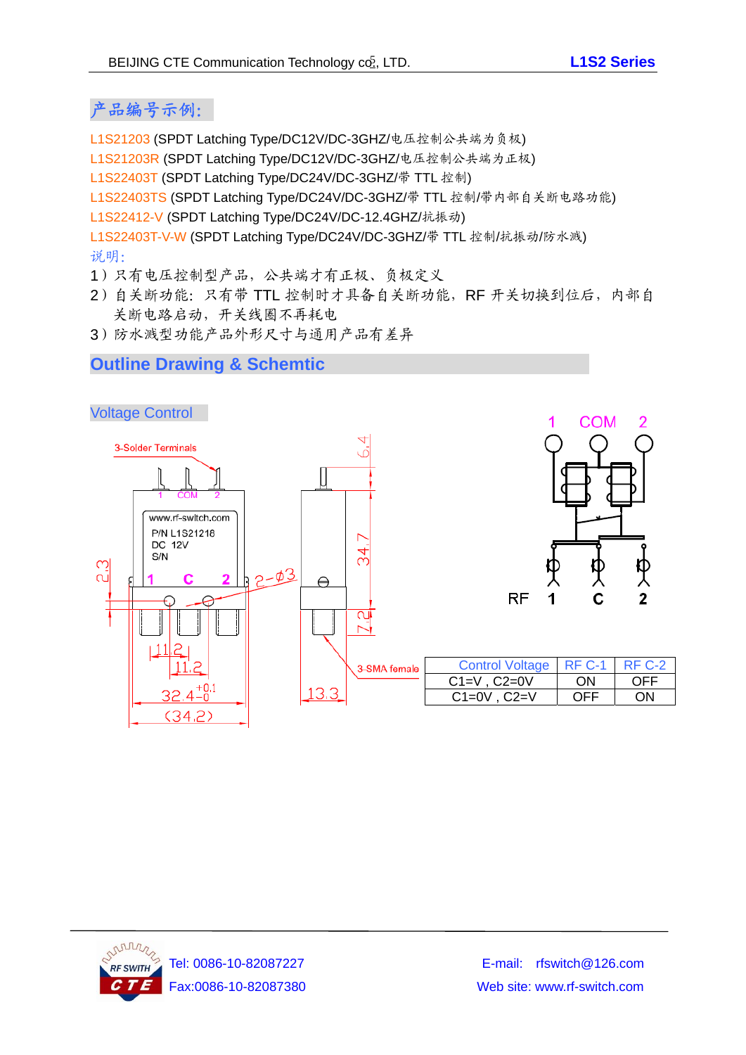## 产品编号示例:

L1S21203 (SPDT Latching Type/DC12V/DC-3GHZ/电压控制公共端为负极)
L1S21203R (SPDT Latching Type/DC12V/DC-3GHZ/电压控制公共端为正极)
L1S22403T (SPDT Latching Type/DC24V/DC-3GHZ/带 TTL 控制)
L1S22403TS (SPDT Latching Type/DC24V/DC-3GHZ/带 TTL 控制/带内部自关断电路功能)
L1S22412-V (SPDT Latching Type/DC24V/DC-12.4GHZ/抗振动)
L1S22403T-V-W (SPDT Latching Type/DC24V/DC-3GHZ/带 TTL 控制/抗振动/防水溅)

说明:

1）只有电压控制型产品，公共端才有正极、负极定义
2）自关断功能：只有带 TTL 控制时才具备自关断功能，RF 开关切换到位后，内部自关断电路启动，开关线圈不再耗电
3）防水溅型功能产品外形尺寸与通用产品有差异

## Outline Drawing & Schemtic

### Voltage Control

3-Solder Terminals
1 COM 2
www.rf-switch.com
P/N L1S21218
DC 12V
S/N
1 C 2
2-Φ3
6.4
34.7
7.2
2.3
11.2
11.2
$32.4^{+0.1}_{-0}$
(34.2)
13.3
3-SMA female

1 COM 2
RF 1 C 2

| Control Voltage | RF C-1 | RF C-2 |
|---|---|---|
| C1=V , C2=0V | ON | OFF |
| C1=0V , C2=V | OFF | ON |

Tel: 0086-10-82087227
Fax:0086-10-82087380
E-mail: rfswitch@126.com
Web site: www.rf-switch.com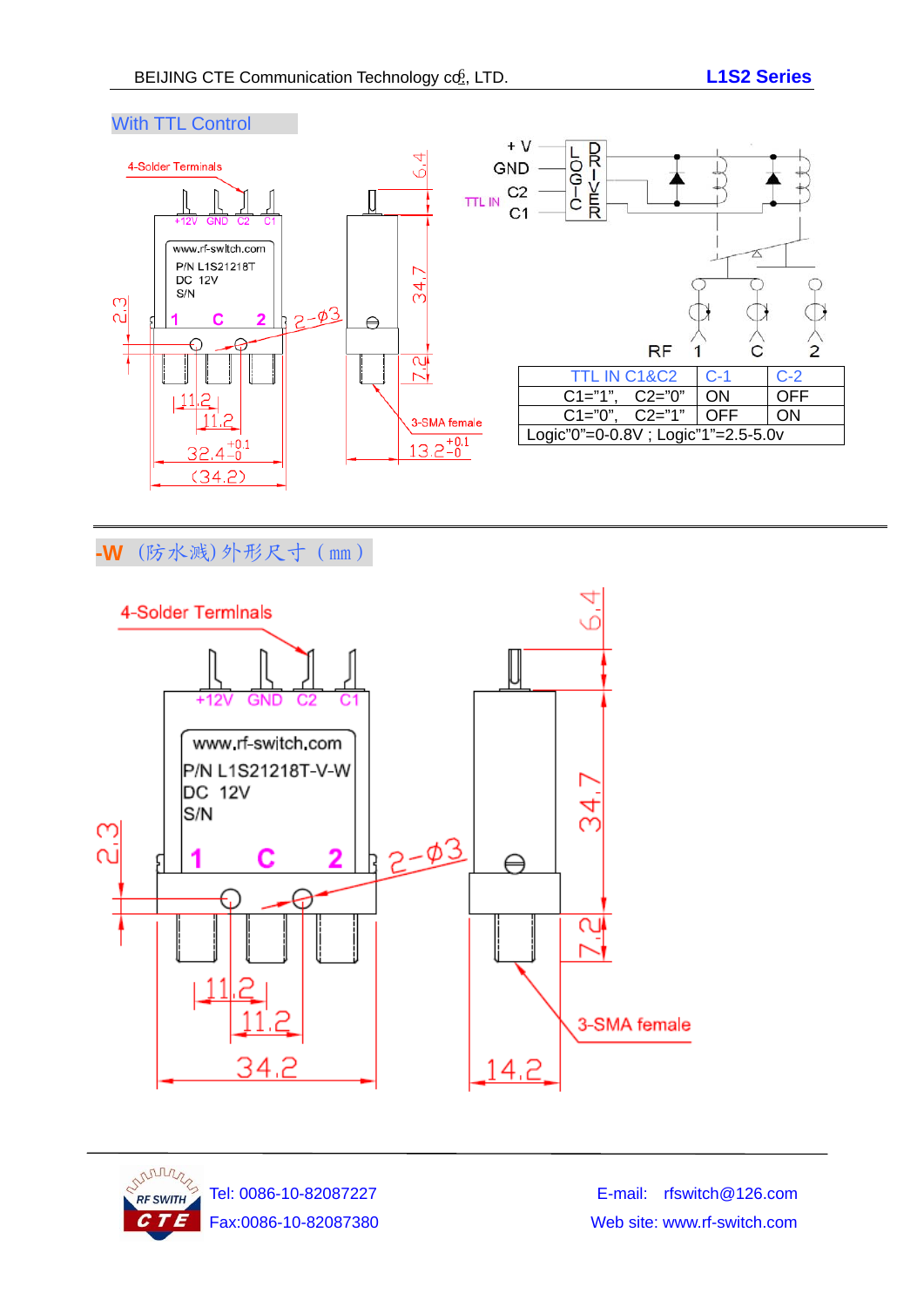## With TTL Control

4-Solder Terminals

+12V GND C2 C1

www.rf-switch.com
P/N L1S21218T
DC 12V
S/N

1 C 2

2.3

2-φ3

11.2

11.2

32.4 +0.1 -0

(34.2)

6.4

34.7

7.2

3-SMA female

13.2 +0.1 -0

+V
GND
TTL IN C2
C1

LOGIC DRIVER

RF 1 C 2

| TTL IN C1&C2 | C-1 | C-2 |
|---|---|---|
| C1="1", C2="0" | ON | OFF |
| C1="0", C2="1" | OFF | ON |
| Logic"0"=0-0.8V ; Logic"1"=2.5-5.0v | | |

## -W （防水溅）外形尺寸（mm）

4-Solder Terminals

+12V GND C2 C1

www.rf-switch.com
P/N L1S21218T-V-W
DC 12V
S/N

1 C 2

2.3

2-φ3

11.2

11.2

34.2

6.4

34.7

7.2

3-SMA female

14.2

Tel: 0086-10-82087227
Fax:0086-10-82087380

E-mail: rfswitch@126.com
Web site: www.rf-switch.com